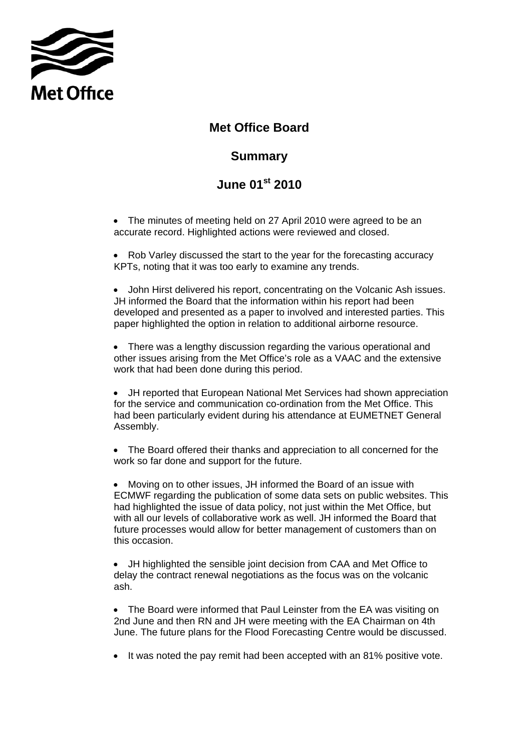Met Office

# Met Office Board

## Summary

## June 01[st] 2010

- The minutes of meeting held on 27 April 2010 were agreed to be an accurate record. Highlighted actions were reviewed and closed.

- Rob Varley discussed the start to the year for the forecasting accuracy KPTs, noting that it was too early to examine any trends.

- John Hirst delivered his report, concentrating on the Volcanic Ash issues. JH informed the Board that the information within his report had been developed and presented as a paper to involved and interested parties. This paper highlighted the option in relation to additional airborne resource.

- There was a lengthy discussion regarding the various operational and other issues arising from the Met Office's role as a VAAC and the extensive work that had been done during this period.

- JH reported that European National Met Services had shown appreciation for the service and communication co-ordination from the Met Office. This had been particularly evident during his attendance at EUMETNET General Assembly.

- The Board offered their thanks and appreciation to all concerned for the work so far done and support for the future.

- Moving on to other issues, JH informed the Board of an issue with ECMWF regarding the publication of some data sets on public websites. This had highlighted the issue of data policy, not just within the Met Office, but with all our levels of collaborative work as well. JH informed the Board that future processes would allow for better management of customers than on this occasion.

- JH highlighted the sensible joint decision from CAA and Met Office to delay the contract renewal negotiations as the focus was on the volcanic ash.

- The Board were informed that Paul Leinster from the EA was visiting on 2nd June and then RN and JH were meeting with the EA Chairman on 4th June. The future plans for the Flood Forecasting Centre would be discussed.

- It was noted the pay remit had been accepted with an 81% positive vote.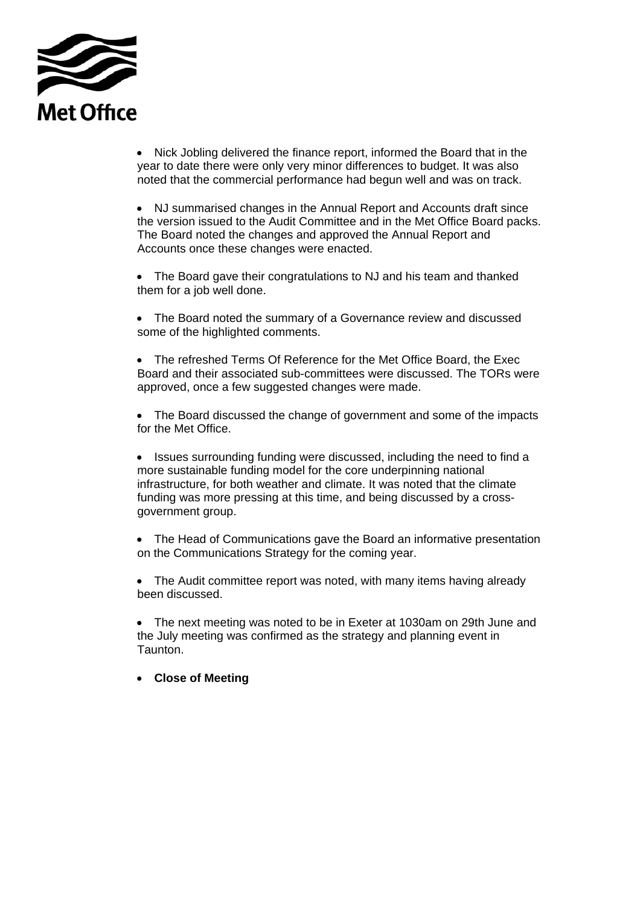- Nick Jobling delivered the finance report, informed the Board that in the year to date there were only very minor differences to budget. It was also noted that the commercial performance had begun well and was on track.

- NJ summarised changes in the Annual Report and Accounts draft since the version issued to the Audit Committee and in the Met Office Board packs. The Board noted the changes and approved the Annual Report and Accounts once these changes were enacted.

- The Board gave their congratulations to NJ and his team and thanked them for a job well done.

- The Board noted the summary of a Governance review and discussed some of the highlighted comments.

- The refreshed Terms Of Reference for the Met Office Board, the Exec Board and their associated sub-committees were discussed. The TORs were approved, once a few suggested changes were made.

- The Board discussed the change of government and some of the impacts for the Met Office.

- Issues surrounding funding were discussed, including the need to find a more sustainable funding model for the core underpinning national infrastructure, for both weather and climate. It was noted that the climate funding was more pressing at this time, and being discussed by a cross-government group.

- The Head of Communications gave the Board an informative presentation on the Communications Strategy for the coming year.

- The Audit committee report was noted, with many items having already been discussed.

- The next meeting was noted to be in Exeter at 1030am on 29th June and the July meeting was confirmed as the strategy and planning event in Taunton.

- **Close of Meeting**